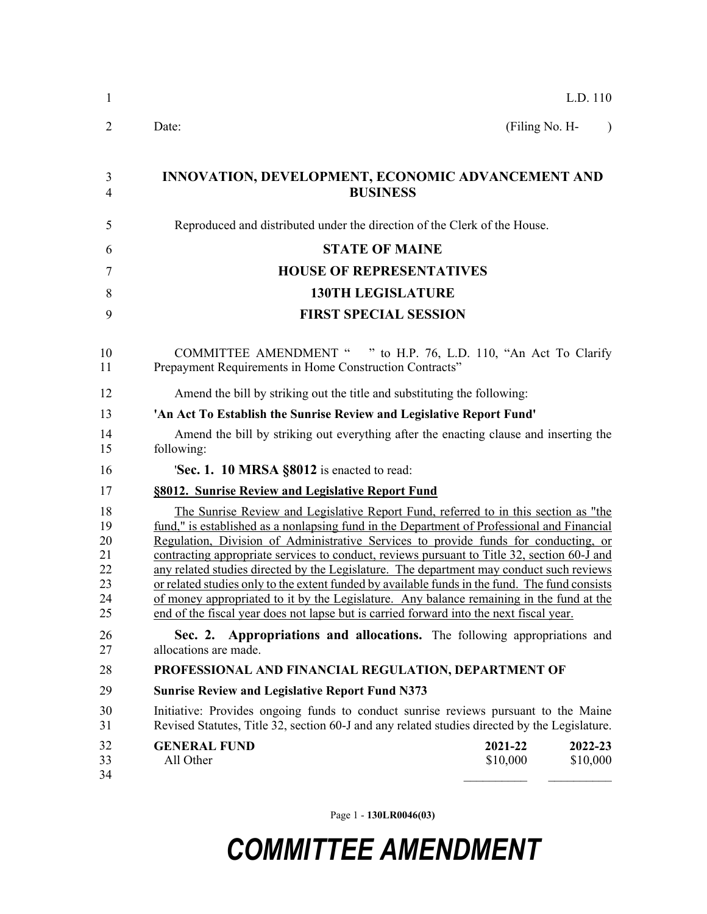L.D. 110

Date: (Filing No. H- )

# INNOVATION, DEVELOPMENT, ECONOMIC ADVANCEMENT AND BUSINESS

Reproduced and distributed under the direction of the Clerk of the House.

## STATE OF MAINE

## HOUSE OF REPRESENTATIVES

## 130TH LEGISLATURE

## FIRST SPECIAL SESSION

COMMITTEE AMENDMENT " " to H.P. 76, L.D. 110, "An Act To Clarify Prepayment Requirements in Home Construction Contracts"

Amend the bill by striking out the title and substituting the following:

**'An Act To Establish the Sunrise Review and Legislative Report Fund'**

Amend the bill by striking out everything after the enacting clause and inserting the following:

'**Sec. 1. 10 MRSA §8012** is enacted to read:

**§8012. Sunrise Review and Legislative Report Fund**

The Sunrise Review and Legislative Report Fund, referred to in this section as "the fund," is established as a nonlapsing fund in the Department of Professional and Financial Regulation, Division of Administrative Services to provide funds for conducting, or contracting appropriate services to conduct, reviews pursuant to Title 32, section 60-J and any related studies directed by the Legislature. The department may conduct such reviews or related studies only to the extent funded by available funds in the fund. The fund consists of money appropriated to it by the Legislature. Any balance remaining in the fund at the end of the fiscal year does not lapse but is carried forward into the next fiscal year.

**Sec. 2. Appropriations and allocations.** The following appropriations and allocations are made.

**PROFESSIONAL AND FINANCIAL REGULATION, DEPARTMENT OF**

**Sunrise Review and Legislative Report Fund N373**

Initiative: Provides ongoing funds to conduct sunrise reviews pursuant to the Maine Revised Statutes, Title 32, section 60-J and any related studies directed by the Legislature.

| GENERAL FUND | 2021-22 | 2022-23 |
|---|---|---|
| All Other | $10,000 | $10,000 |

COMMITTEE AMENDMENT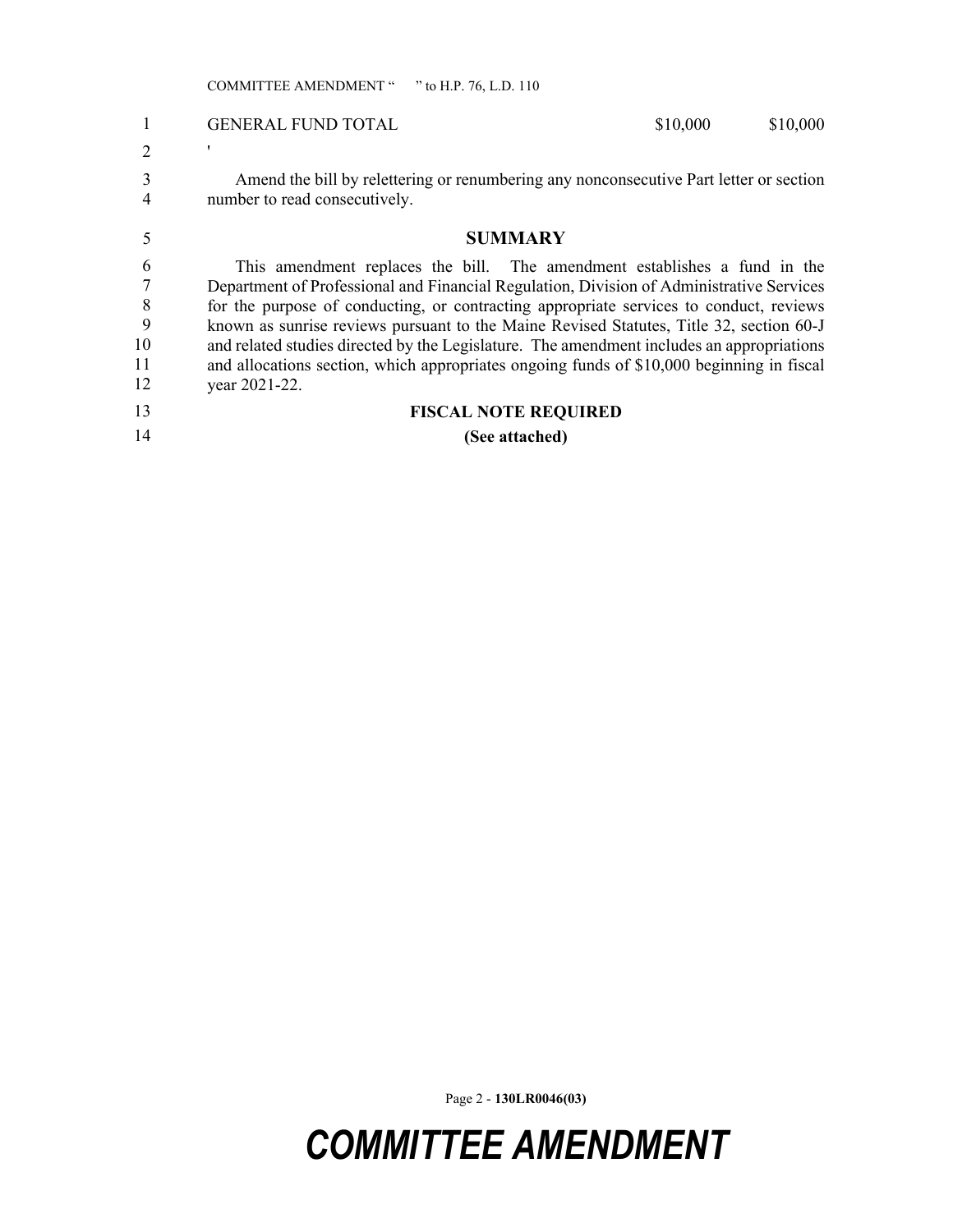| | | |
|---|---|---|
| GENERAL FUND TOTAL | $10,000 | $10,000 |

'

Amend the bill by relettering or renumbering any nonconsecutive Part letter or section number to read consecutively.

## SUMMARY

This amendment replaces the bill. The amendment establishes a fund in the Department of Professional and Financial Regulation, Division of Administrative Services for the purpose of conducting, or contracting appropriate services to conduct, reviews known as sunrise reviews pursuant to the Maine Revised Statutes, Title 32, section 60-J and related studies directed by the Legislature. The amendment includes an appropriations and allocations section, which appropriates ongoing funds of $10,000 beginning in fiscal year 2021-22.

**FISCAL NOTE REQUIRED**

**(See attached)**